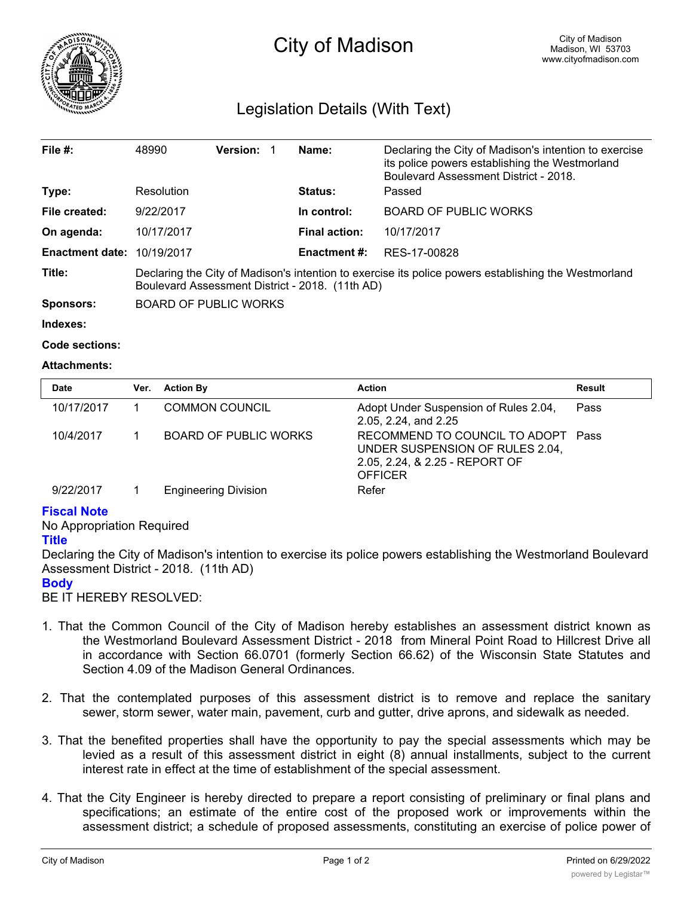# City of Madison

City of Madison
Madison, WI 53703
www.cityofmadison.com

## Legislation Details (With Text)

| | | | |
|---|---|---|---|
| **File #:** | 48990 **Version:** 1 | **Name:** | Declaring the City of Madison's intention to exercise its police powers establishing the Westmorland Boulevard Assessment District - 2018. |
| **Type:** | Resolution | **Status:** | Passed |
| **File created:** | 9/22/2017 | **In control:** | BOARD OF PUBLIC WORKS |
| **On agenda:** | 10/17/2017 | **Final action:** | 10/17/2017 |
| **Enactment date:** | 10/19/2017 | **Enactment #:** | RES-17-00828 |

**Title:** Declaring the City of Madison's intention to exercise its police powers establishing the Westmorland Boulevard Assessment District - 2018. (11th AD)

**Sponsors:** BOARD OF PUBLIC WORKS

**Indexes:**

**Code sections:**

**Attachments:**

| Date | Ver. | Action By | Action | Result |
|---|---|---|---|---|
| 10/17/2017 | 1 | COMMON COUNCIL | Adopt Under Suspension of Rules 2.04, 2.05, 2.24, and 2.25 | Pass |
| 10/4/2017 | 1 | BOARD OF PUBLIC WORKS | RECOMMEND TO COUNCIL TO ADOPT UNDER SUSPENSION OF RULES 2.04, 2.05, 2.24, & 2.25 - REPORT OF OFFICER | Pass |
| 9/22/2017 | 1 | Engineering Division | Refer | |

**Fiscal Note**

No Appropriation Required

**Title**

Declaring the City of Madison's intention to exercise its police powers establishing the Westmorland Boulevard Assessment District - 2018. (11th AD)

**Body**

BE IT HEREBY RESOLVED:

1. That the Common Council of the City of Madison hereby establishes an assessment district known as the Westmorland Boulevard Assessment District - 2018 from Mineral Point Road to Hillcrest Drive all in accordance with Section 66.0701 (formerly Section 66.62) of the Wisconsin State Statutes and Section 4.09 of the Madison General Ordinances.

2. That the contemplated purposes of this assessment district is to remove and replace the sanitary sewer, storm sewer, water main, pavement, curb and gutter, drive aprons, and sidewalk as needed.

3. That the benefited properties shall have the opportunity to pay the special assessments which may be levied as a result of this assessment district in eight (8) annual installments, subject to the current interest rate in effect at the time of establishment of the special assessment.

4. That the City Engineer is hereby directed to prepare a report consisting of preliminary or final plans and specifications; an estimate of the entire cost of the proposed work or improvements within the assessment district; a schedule of proposed assessments, constituting an exercise of police power of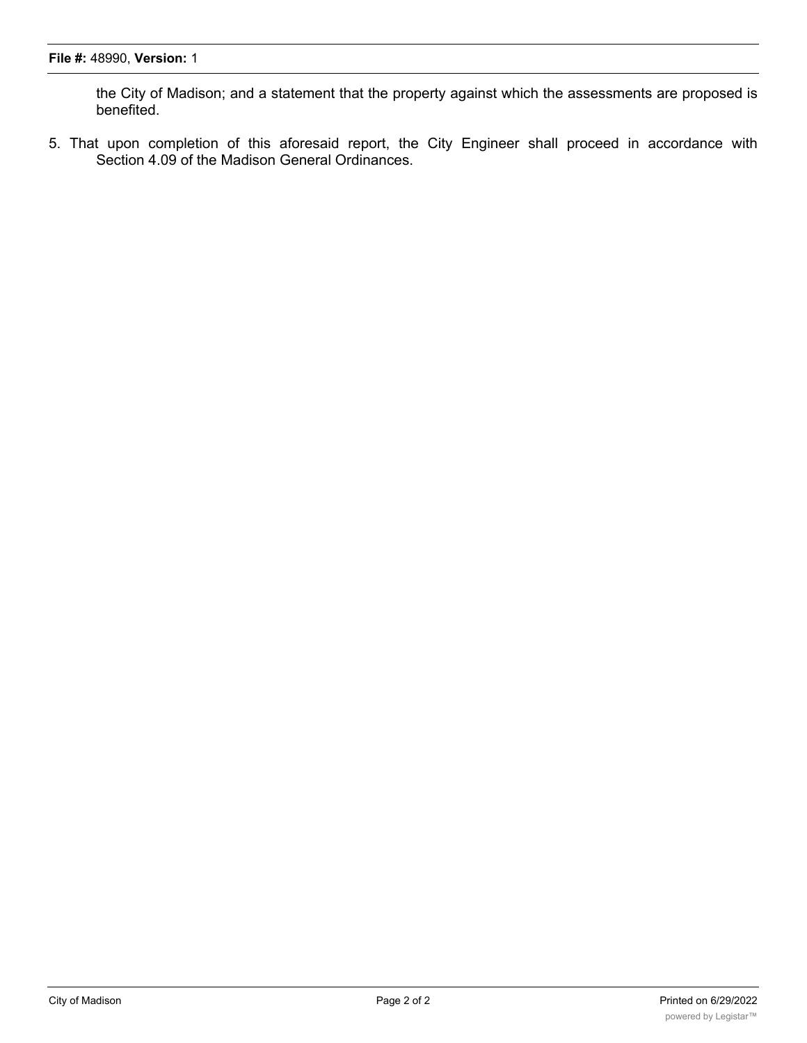the City of Madison; and a statement that the property against which the assessments are proposed is benefited.

5. That upon completion of this aforesaid report, the City Engineer shall proceed in accordance with Section 4.09 of the Madison General Ordinances.